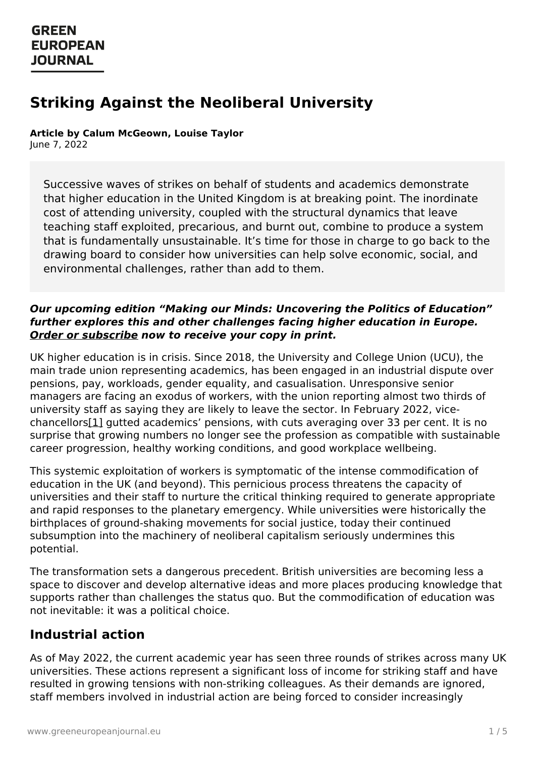# Striking Against the Neoliberal University

**Article by Calum McGeown, Louise Taylor**
June 7, 2022

> Successive waves of strikes on behalf of students and academics demonstrate that higher education in the United Kingdom is at breaking point. The inordinate cost of attending university, coupled with the structural dynamics that leave teaching staff exploited, precarious, and burnt out, combine to produce a system that is fundamentally unsustainable. It's time for those in charge to go back to the drawing board to consider how universities can help solve economic, social, and environmental challenges, rather than add to them.

***Our upcoming edition "Making our Minds: Uncovering the Politics of Education" further explores this and other challenges facing higher education in Europe. Order or subscribe now to receive your copy in print.***

UK higher education is in crisis. Since 2018, the University and College Union (UCU), the main trade union representing academics, has been engaged in an industrial dispute over pensions, pay, workloads, gender equality, and casualisation. Unresponsive senior managers are facing an exodus of workers, with the union reporting almost two thirds of university staff as saying they are likely to leave the sector. In February 2022, vice-chancellors[1] gutted academics' pensions, with cuts averaging over 33 per cent. It is no surprise that growing numbers no longer see the profession as compatible with sustainable career progression, healthy working conditions, and good workplace wellbeing.

This systemic exploitation of workers is symptomatic of the intense commodification of education in the UK (and beyond). This pernicious process threatens the capacity of universities and their staff to nurture the critical thinking required to generate appropriate and rapid responses to the planetary emergency. While universities were historically the birthplaces of ground-shaking movements for social justice, today their continued subsumption into the machinery of neoliberal capitalism seriously undermines this potential.

The transformation sets a dangerous precedent. British universities are becoming less a space to discover and develop alternative ideas and more places producing knowledge that supports rather than challenges the status quo. But the commodification of education was not inevitable: it was a political choice.

## Industrial action

As of May 2022, the current academic year has seen three rounds of strikes across many UK universities. These actions represent a significant loss of income for striking staff and have resulted in growing tensions with non-striking colleagues. As their demands are ignored, staff members involved in industrial action are being forced to consider increasingly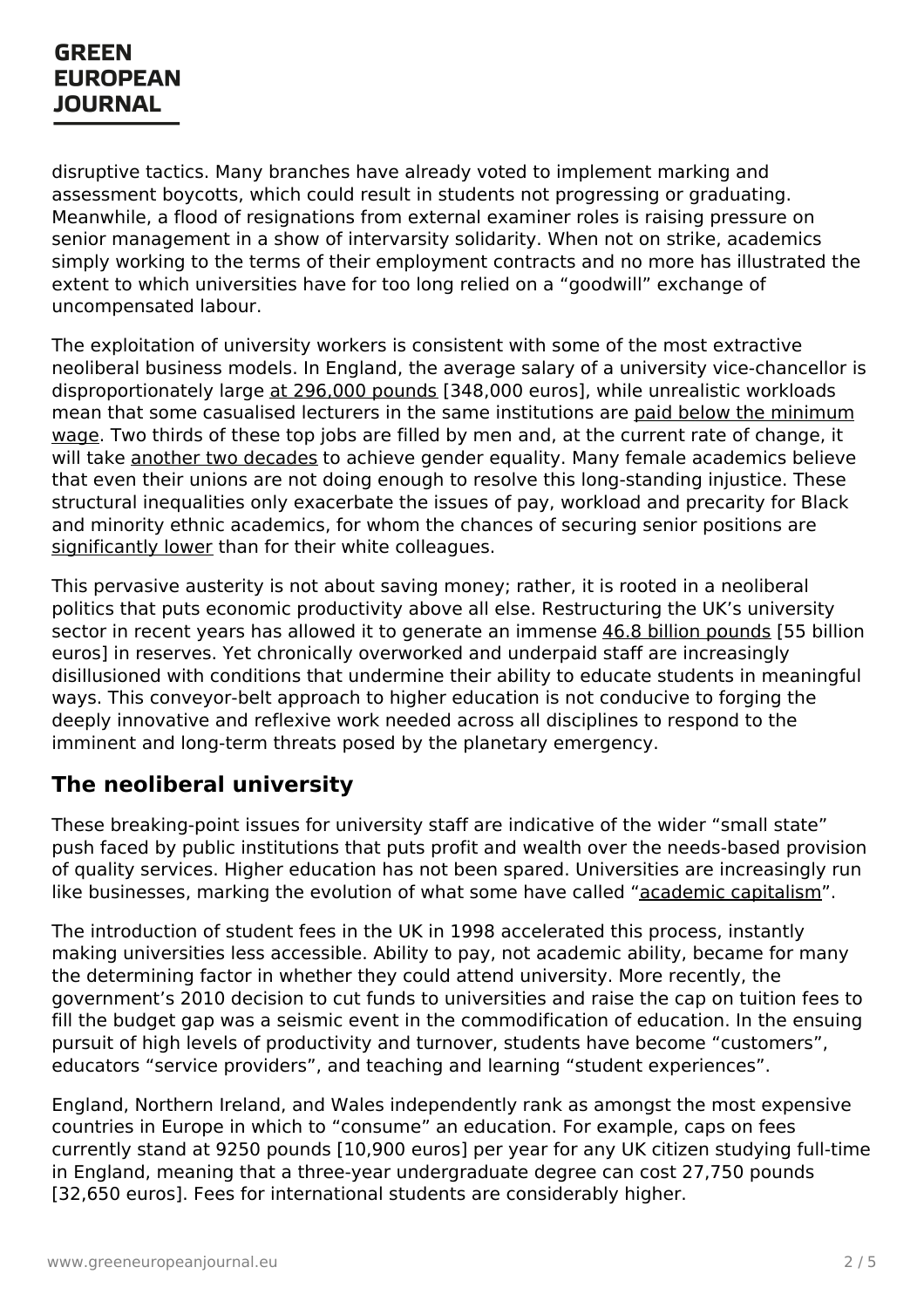disruptive tactics. Many branches have already voted to implement marking and assessment boycotts, which could result in students not progressing or graduating. Meanwhile, a flood of resignations from external examiner roles is raising pressure on senior management in a show of intervarsity solidarity. When not on strike, academics simply working to the terms of their employment contracts and no more has illustrated the extent to which universities have for too long relied on a "goodwill" exchange of uncompensated labour.

The exploitation of university workers is consistent with some of the most extractive neoliberal business models. In England, the average salary of a university vice-chancellor is disproportionately large at 296,000 pounds [348,000 euros], while unrealistic workloads mean that some casualised lecturers in the same institutions are paid below the minimum wage. Two thirds of these top jobs are filled by men and, at the current rate of change, it will take another two decades to achieve gender equality. Many female academics believe that even their unions are not doing enough to resolve this long-standing injustice. These structural inequalities only exacerbate the issues of pay, workload and precarity for Black and minority ethnic academics, for whom the chances of securing senior positions are significantly lower than for their white colleagues.

This pervasive austerity is not about saving money; rather, it is rooted in a neoliberal politics that puts economic productivity above all else. Restructuring the UK's university sector in recent years has allowed it to generate an immense 46.8 billion pounds [55 billion euros] in reserves. Yet chronically overworked and underpaid staff are increasingly disillusioned with conditions that undermine their ability to educate students in meaningful ways. This conveyor-belt approach to higher education is not conducive to forging the deeply innovative and reflexive work needed across all disciplines to respond to the imminent and long-term threats posed by the planetary emergency.

## The neoliberal university

These breaking-point issues for university staff are indicative of the wider "small state" push faced by public institutions that puts profit and wealth over the needs-based provision of quality services. Higher education has not been spared. Universities are increasingly run like businesses, marking the evolution of what some have called "academic capitalism".

The introduction of student fees in the UK in 1998 accelerated this process, instantly making universities less accessible. Ability to pay, not academic ability, became for many the determining factor in whether they could attend university. More recently, the government's 2010 decision to cut funds to universities and raise the cap on tuition fees to fill the budget gap was a seismic event in the commodification of education. In the ensuing pursuit of high levels of productivity and turnover, students have become "customers", educators "service providers", and teaching and learning "student experiences".

England, Northern Ireland, and Wales independently rank as amongst the most expensive countries in Europe in which to "consume" an education. For example, caps on fees currently stand at 9250 pounds [10,900 euros] per year for any UK citizen studying full-time in England, meaning that a three-year undergraduate degree can cost 27,750 pounds [32,650 euros]. Fees for international students are considerably higher.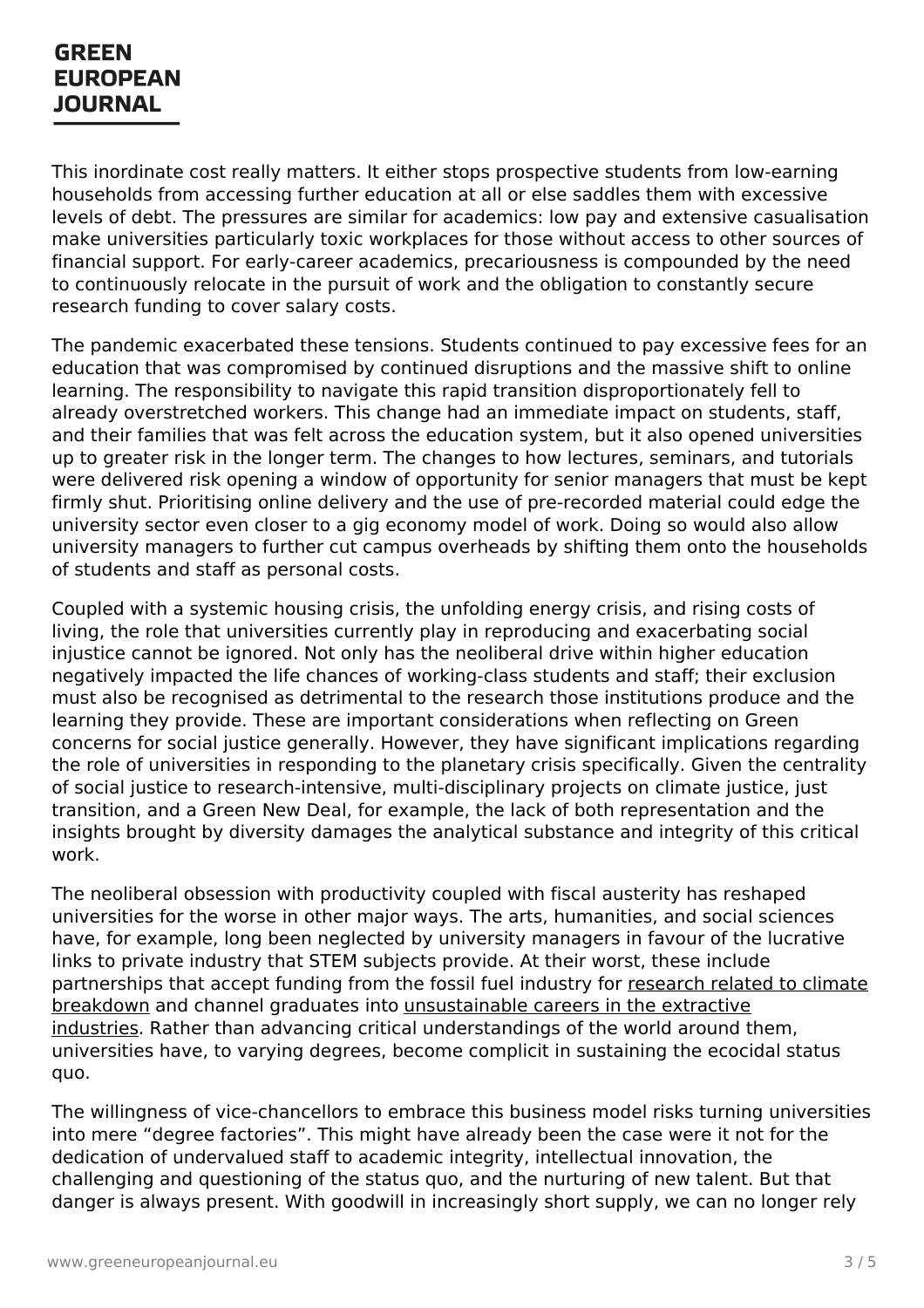This inordinate cost really matters. It either stops prospective students from low-earning households from accessing further education at all or else saddles them with excessive levels of debt. The pressures are similar for academics: low pay and extensive casualisation make universities particularly toxic workplaces for those without access to other sources of financial support. For early-career academics, precariousness is compounded by the need to continuously relocate in the pursuit of work and the obligation to constantly secure research funding to cover salary costs.

The pandemic exacerbated these tensions. Students continued to pay excessive fees for an education that was compromised by continued disruptions and the massive shift to online learning. The responsibility to navigate this rapid transition disproportionately fell to already overstretched workers. This change had an immediate impact on students, staff, and their families that was felt across the education system, but it also opened universities up to greater risk in the longer term. The changes to how lectures, seminars, and tutorials were delivered risk opening a window of opportunity for senior managers that must be kept firmly shut. Prioritising online delivery and the use of pre-recorded material could edge the university sector even closer to a gig economy model of work. Doing so would also allow university managers to further cut campus overheads by shifting them onto the households of students and staff as personal costs.

Coupled with a systemic housing crisis, the unfolding energy crisis, and rising costs of living, the role that universities currently play in reproducing and exacerbating social injustice cannot be ignored. Not only has the neoliberal drive within higher education negatively impacted the life chances of working-class students and staff; their exclusion must also be recognised as detrimental to the research those institutions produce and the learning they provide. These are important considerations when reflecting on Green concerns for social justice generally. However, they have significant implications regarding the role of universities in responding to the planetary crisis specifically. Given the centrality of social justice to research-intensive, multi-disciplinary projects on climate justice, just transition, and a Green New Deal, for example, the lack of both representation and the insights brought by diversity damages the analytical substance and integrity of this critical work.

The neoliberal obsession with productivity coupled with fiscal austerity has reshaped universities for the worse in other major ways. The arts, humanities, and social sciences have, for example, long been neglected by university managers in favour of the lucrative links to private industry that STEM subjects provide. At their worst, these include partnerships that accept funding from the fossil fuel industry for research related to climate breakdown and channel graduates into unsustainable careers in the extractive industries. Rather than advancing critical understandings of the world around them, universities have, to varying degrees, become complicit in sustaining the ecocidal status quo.

The willingness of vice-chancellors to embrace this business model risks turning universities into mere "degree factories". This might have already been the case were it not for the dedication of undervalued staff to academic integrity, intellectual innovation, the challenging and questioning of the status quo, and the nurturing of new talent. But that danger is always present. With goodwill in increasingly short supply, we can no longer rely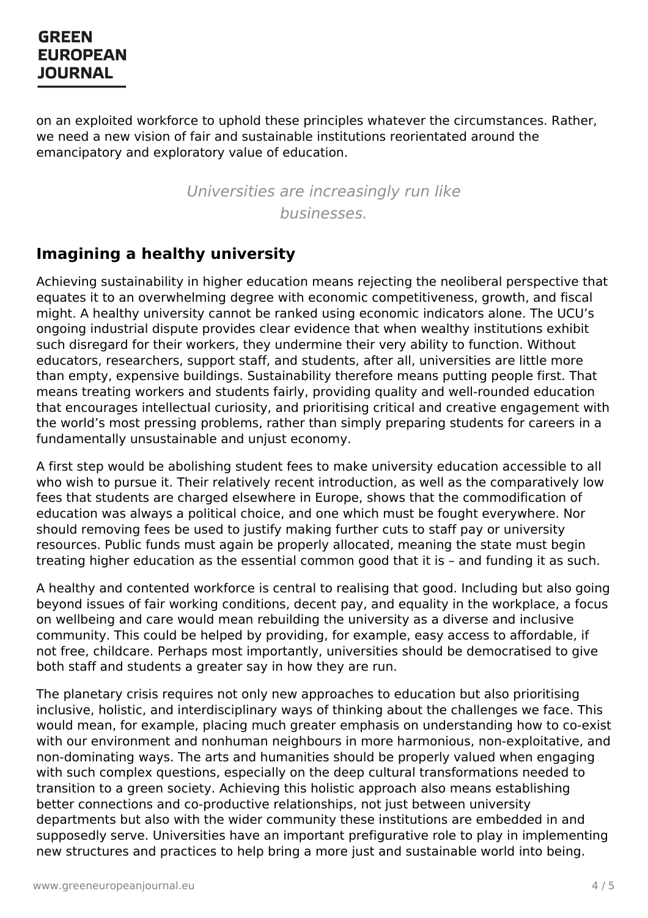on an exploited workforce to uphold these principles whatever the circumstances. Rather, we need a new vision of fair and sustainable institutions reorientated around the emancipatory and exploratory value of education.

*Universities are increasingly run like businesses.*

## Imagining a healthy university

Achieving sustainability in higher education means rejecting the neoliberal perspective that equates it to an overwhelming degree with economic competitiveness, growth, and fiscal might. A healthy university cannot be ranked using economic indicators alone. The UCU's ongoing industrial dispute provides clear evidence that when wealthy institutions exhibit such disregard for their workers, they undermine their very ability to function. Without educators, researchers, support staff, and students, after all, universities are little more than empty, expensive buildings. Sustainability therefore means putting people first. That means treating workers and students fairly, providing quality and well-rounded education that encourages intellectual curiosity, and prioritising critical and creative engagement with the world's most pressing problems, rather than simply preparing students for careers in a fundamentally unsustainable and unjust economy.

A first step would be abolishing student fees to make university education accessible to all who wish to pursue it. Their relatively recent introduction, as well as the comparatively low fees that students are charged elsewhere in Europe, shows that the commodification of education was always a political choice, and one which must be fought everywhere. Nor should removing fees be used to justify making further cuts to staff pay or university resources. Public funds must again be properly allocated, meaning the state must begin treating higher education as the essential common good that it is – and funding it as such.

A healthy and contented workforce is central to realising that good. Including but also going beyond issues of fair working conditions, decent pay, and equality in the workplace, a focus on wellbeing and care would mean rebuilding the university as a diverse and inclusive community. This could be helped by providing, for example, easy access to affordable, if not free, childcare. Perhaps most importantly, universities should be democratised to give both staff and students a greater say in how they are run.

The planetary crisis requires not only new approaches to education but also prioritising inclusive, holistic, and interdisciplinary ways of thinking about the challenges we face. This would mean, for example, placing much greater emphasis on understanding how to co-exist with our environment and nonhuman neighbours in more harmonious, non-exploitative, and non-dominating ways. The arts and humanities should be properly valued when engaging with such complex questions, especially on the deep cultural transformations needed to transition to a green society. Achieving this holistic approach also means establishing better connections and co-productive relationships, not just between university departments but also with the wider community these institutions are embedded in and supposedly serve. Universities have an important prefigurative role to play in implementing new structures and practices to help bring a more just and sustainable world into being.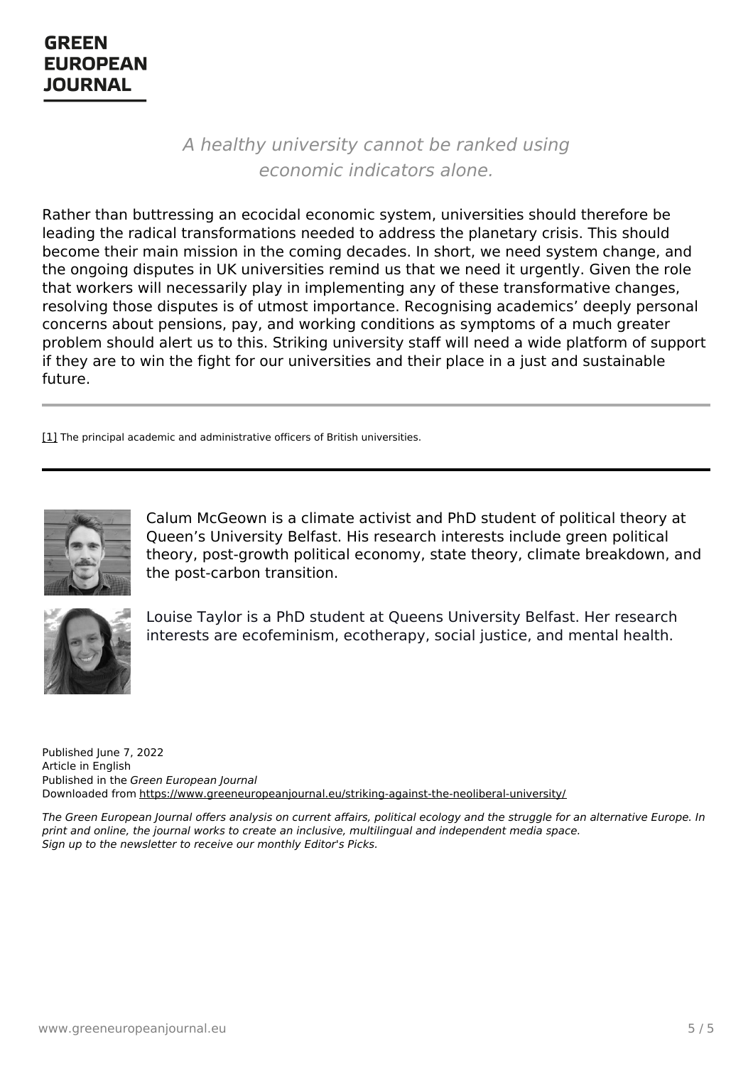*A healthy university cannot be ranked using economic indicators alone.*

Rather than buttressing an ecocidal economic system, universities should therefore be leading the radical transformations needed to address the planetary crisis. This should become their main mission in the coming decades. In short, we need system change, and the ongoing disputes in UK universities remind us that we need it urgently. Given the role that workers will necessarily play in implementing any of these transformative changes, resolving those disputes is of utmost importance. Recognising academics' deeply personal concerns about pensions, pay, and working conditions as symptoms of a much greater problem should alert us to this. Striking university staff will need a wide platform of support if they are to win the fight for our universities and their place in a just and sustainable future.

---

[1] The principal academic and administrative officers of British universities.

---

Calum McGeown is a climate activist and PhD student of political theory at Queen's University Belfast. His research interests include green political theory, post-growth political economy, state theory, climate breakdown, and the post-carbon transition.

Louise Taylor is a PhD student at Queens University Belfast. Her research interests are ecofeminism, ecotherapy, social justice, and mental health.

Published June 7, 2022
Article in English
Published in the *Green European Journal*
Downloaded from https://www.greeneuropeanjournal.eu/striking-against-the-neoliberal-university/

*The Green European Journal offers analysis on current affairs, political ecology and the struggle for an alternative Europe. In print and online, the journal works to create an inclusive, multilingual and independent media space. Sign up to the newsletter to receive our monthly Editor's Picks.*